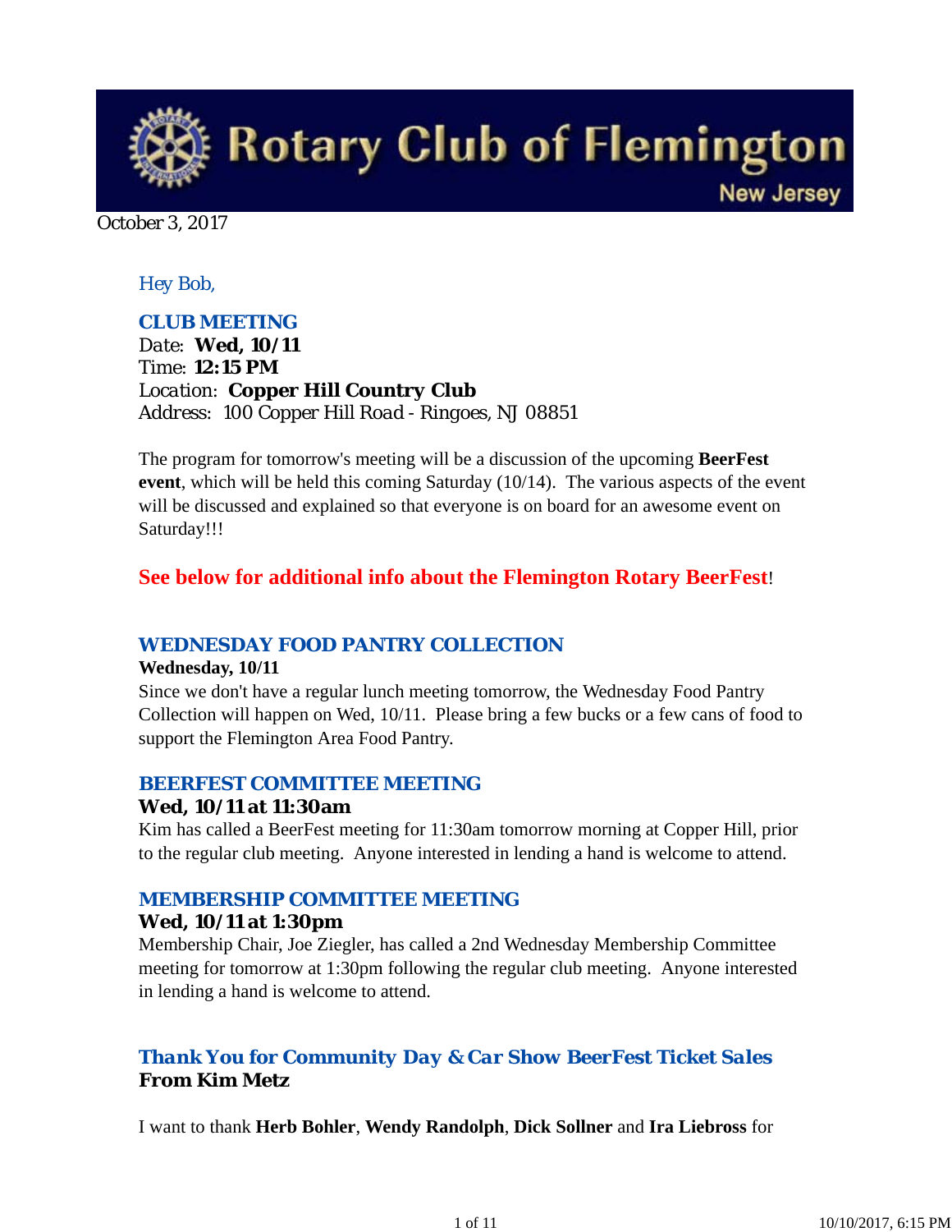# Rotary Club of Flemington
New Jersey

October 3, 2017

*Hey Bob,*

### CLUB MEETING

Date: **Wed, 10/11**
Time: **12:15 PM**
Location: **Copper Hill Country Club**
Address: 100 Copper Hill Road - Ringoes, NJ 08851

The program for tomorrow's meeting will be a discussion of the upcoming **BeerFest event**, which will be held this coming Saturday (10/14). The various aspects of the event will be discussed and explained so that everyone is on board for an awesome event on Saturday!!!

**See below for additional info about the Flemington Rotary BeerFest**!

### WEDNESDAY FOOD PANTRY COLLECTION

**Wednesday, 10/11**
Since we don't have a regular lunch meeting tomorrow, the Wednesday Food Pantry Collection will happen on Wed, 10/11. Please bring a few bucks or a few cans of food to support the Flemington Area Food Pantry.

### BEERFEST COMMITTEE MEETING

**Wed, 10/11 at 11:30am**
Kim has called a BeerFest meeting for 11:30am tomorrow morning at Copper Hill, prior to the regular club meeting. Anyone interested in lending a hand is welcome to attend.

### MEMBERSHIP COMMITTEE MEETING

**Wed, 10/11 at 1:30pm**
Membership Chair, Joe Ziegler, has called a 2nd Wednesday Membership Committee meeting for tomorrow at 1:30pm following the regular club meeting. Anyone interested in lending a hand is welcome to attend.

### *Thank You for Community Day & Car Show BeerFest Ticket Sales*

**From Kim Metz**

I want to thank **Herb Bohler**, **Wendy Randolph**, **Dick Sollner** and **Ira Liebross** for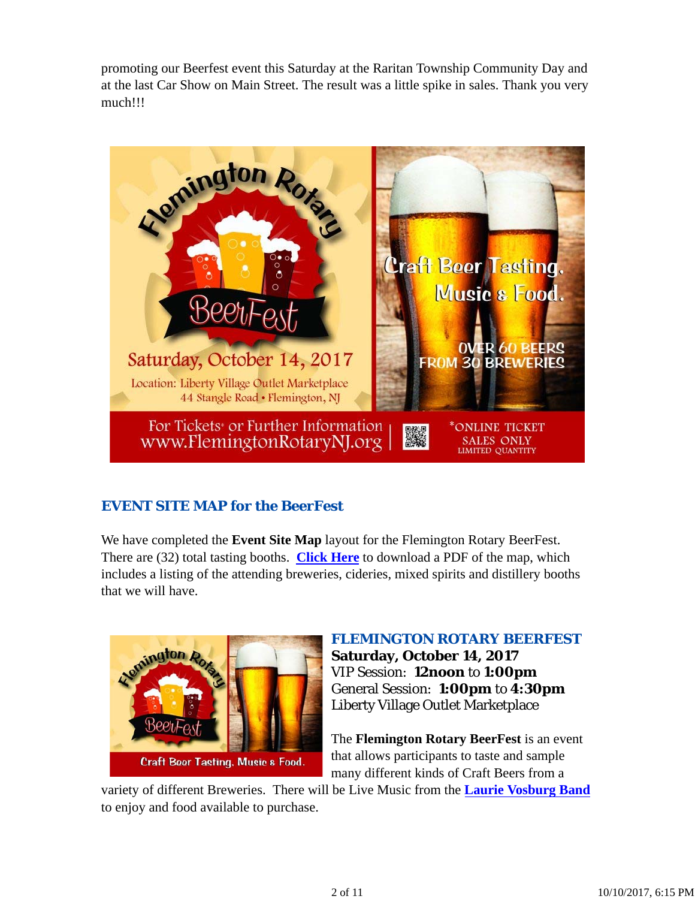promoting our Beerfest event this Saturday at the Raritan Township Community Day and at the last Car Show on Main Street. The result was a little spike in sales. Thank you very much!!!

## EVENT SITE MAP for the BeerFest

We have completed the **Event Site Map** layout for the Flemington Rotary BerFest. There are (32) total tasting booths. **Click Here** to download a PDF of the map, which includes a listing of the attending breweries, cideries, mixed spirits and distillery booths that we will have.

### FLEMINGTON ROTARY BEERFEST

**Saturday, October 14, 2017**
VIP Session: **12noon** to **1:00pm**
General Session: **1:00pm** to **4:30pm**
Liberty Village Outlet Marketplace

The **Flemington Rotary BeerFest** is an event that allows participants to taste and sample many different kinds of Craft Beers from a variety of different Breweries. There will be Live Music from the **Laurie Vosburg Band** to enjoy and food available to purchase.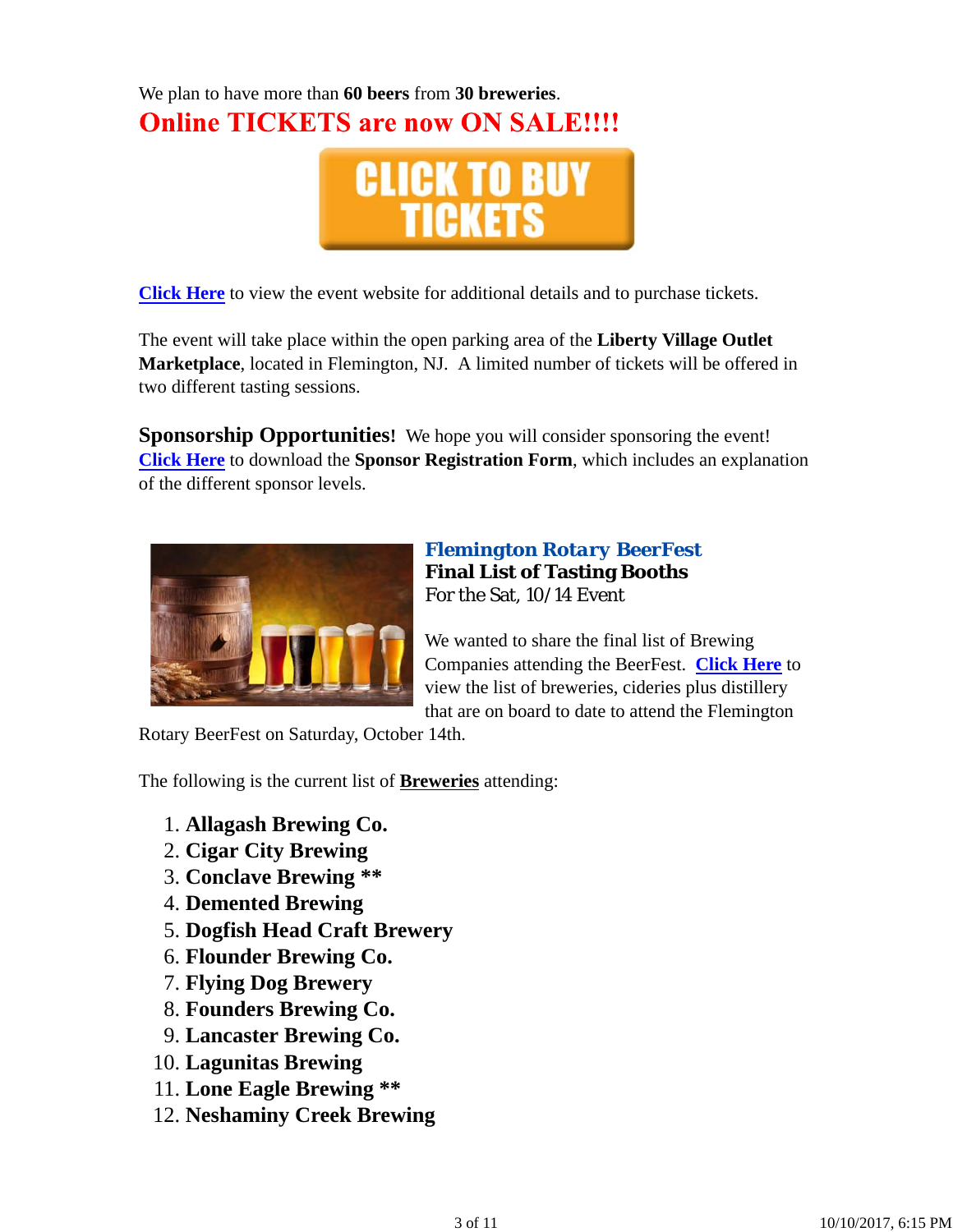We plan to have more than **60 beers** from **30 breweries**.

## Online TICKETS are now ON SALE!!!!

CLICK TO BUY TICKETS

**Click Here** to view the event website for additional details and to purchase tickets.

The event will take place within the open parking area of the **Liberty Village Outlet Marketplace**, located in Flemington, NJ. A limited number of tickets will be offered in two different tasting sessions.

**Sponsorship Opportunities!** We hope you will consider sponsoring the event! **Click Here** to download the **Sponsor Registration Form**, which includes an explanation of the different sponsor levels.

### Flemington Rotary BeerFest
**Final List of Tasting Booths**
For the Sat, 10/14 Event

We wanted to share the final list of Brewing Companies attending the BeerFest. **Click Here** to view the list of breweries, cideries plus distillery that are on board to date to attend the Flemington Rotary BeerFest on Saturday, October 14th.

The following is the current list of **Breweries** attending:

1. **Allagash Brewing Co.**
2. **Cigar City Brewing**
3. **Conclave Brewing ****
4. **Demented Brewing**
5. **Dogfish Head Craft Brewery**
6. **Flounder Brewing Co.**
7. **Flying Dog Brewery**
8. **Founders Brewing Co.**
9. **Lancaster Brewing Co.**
10. **Lagunitas Brewing**
11. **Lone Eagle Brewing ****
12. **Neshaminy Creek Brewing**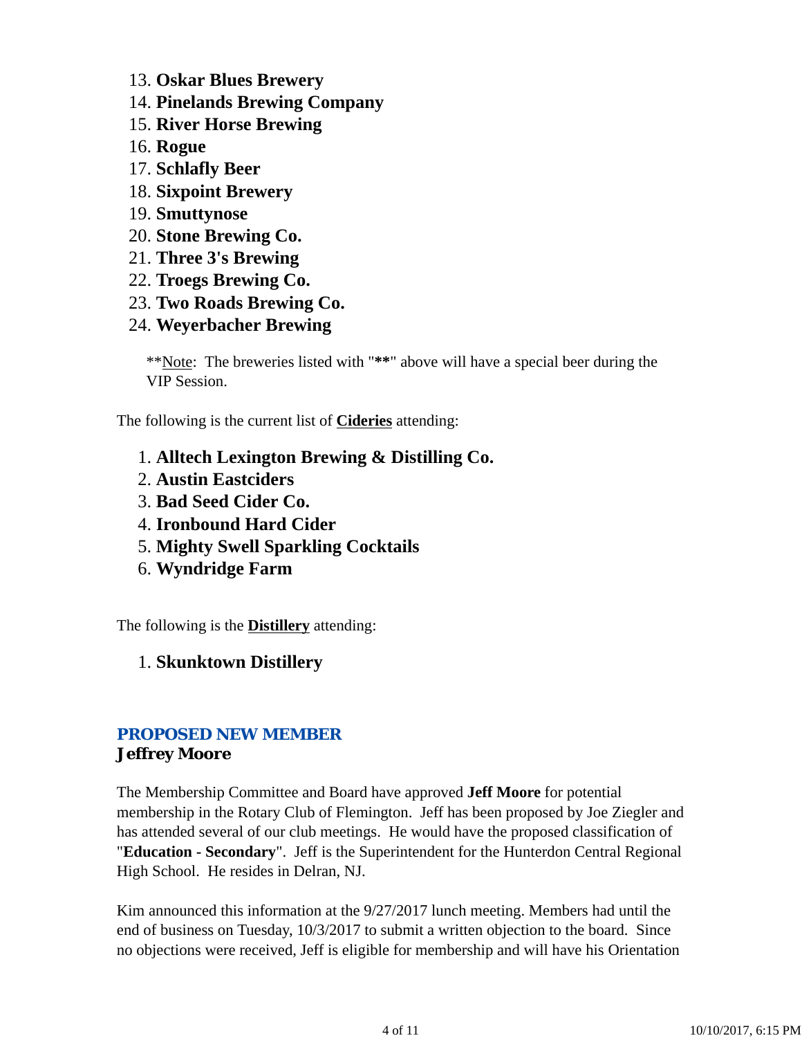13. **Oskar Blues Brewery**
14. **Pinelands Brewing Company**
15. **River Horse Brewing**
16. **Rogue**
17. **Schlafly Beer**
18. **Sixpoint Brewery**
19. **Smuttynose**
20. **Stone Brewing Co.**
21. **Three 3's Brewing**
22. **Troegs Brewing Co.**
23. **Two Roads Brewing Co.**
24. **Weyerbacher Brewing**

> **<u>Note</u>: The breweries listed with "**" above will have a special beer during the VIP Session.

The following is the current list of **<u>Cideries</u>** attending:

1. **Alltech Lexington Brewing & Distilling Co.**
2. **Austin Eastciders**
3. **Bad Seed Cider Co.**
4. **Ironbound Hard Cider**
5. **Mighty Swell Sparkling Cocktails**
6. **Wyndridge Farm**

The following is the **<u>Distillery</u>** attending:

1. **Skunktown Distillery**

## PROPOSED NEW MEMBER
### Jeffrey Moore

The Membership Committee and Board have approved **Jeff Moore** for potential membership in the Rotary Club of Flemington. Jeff has been proposed by Joe Ziegler and has attended several of our club meetings. He would have the proposed classification of "**Education - Secondary**". Jeff is the Superintendent for the Hunterdon Central Regional High School. He resides in Delran, NJ.

Kim announced this information at the 9/27/2017 lunch meeting. Members had until the end of business on Tuesday, 10/3/2017 to submit a written objection to the board. Since no objections were received, Jeff is eligible for membership and will have his Orientation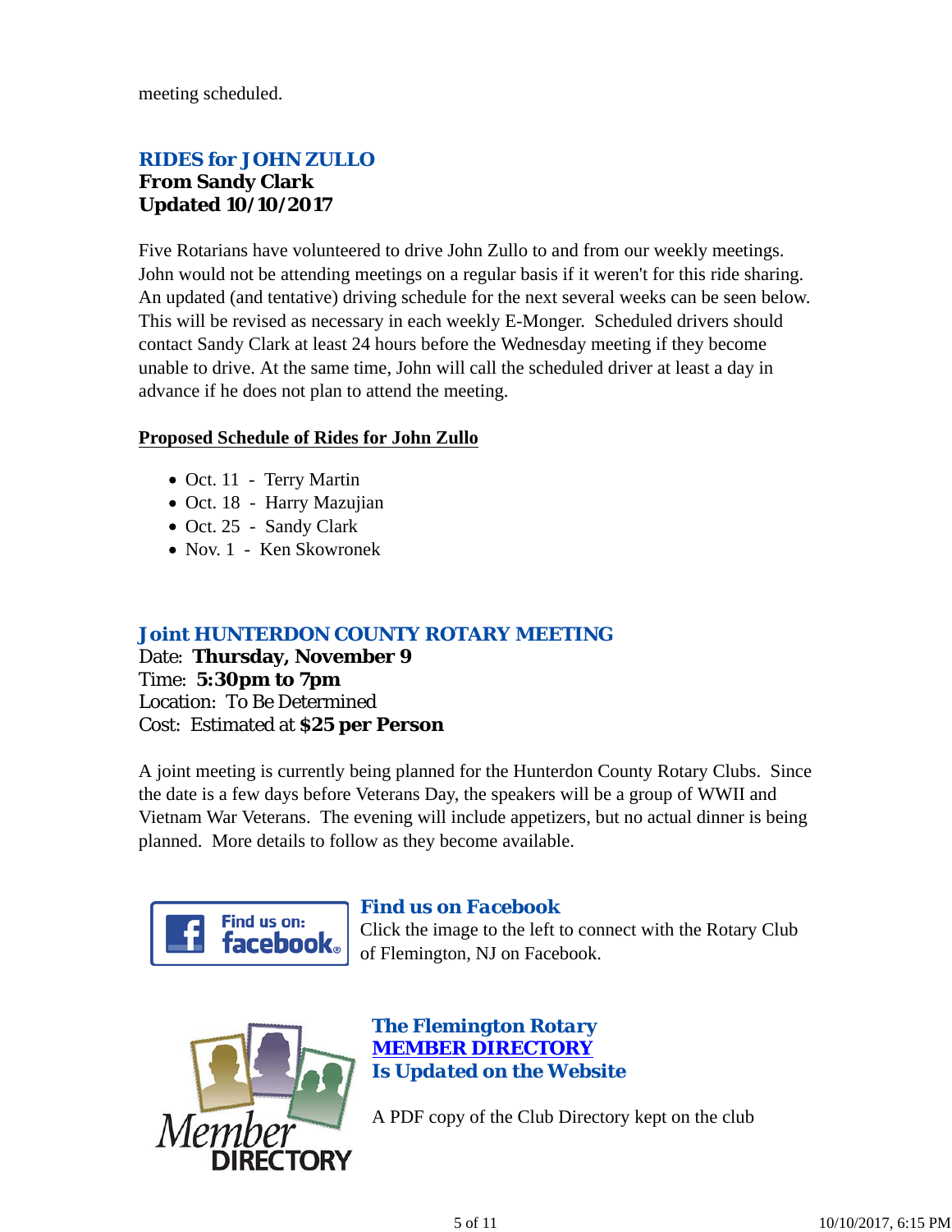meeting scheduled.

## RIDES for JOHN ZULLO

**From Sandy Clark**
**Updated 10/10/2017**

Five Rotarians have volunteered to drive John Zullo to and from our weekly meetings. John would not be attending meetings on a regular basis if it weren't for this ride sharing. An updated (and tentative) driving schedule for the next several weeks can be seen below. This will be revised as necessary in each weekly E-Monger. Scheduled drivers should contact Sandy Clark at least 24 hours before the Wednesday meeting if they become unable to drive. At the same time, John will call the scheduled driver at least a day in advance if he does not plan to attend the meeting.

**Proposed Schedule of Rides for John Zullo**

- Oct. 11 - Terry Martin
- Oct. 18 - Harry Mazujian
- Oct. 25 - Sandy Clark
- Nov. 1 - Ken Skowronek

## Joint HUNTERDON COUNTY ROTARY MEETING

Date: **Thursday, November 9**
Time: **5:30pm to 7pm**
Location: To Be Determined
Cost: Estimated at **$25 per Person**

A joint meeting is currently being planned for the Hunterdon County Rotary Clubs. Since the date is a few days before Veterans Day, the speakers will be a group of WWII and Vietnam War Veterans. The evening will include appetizers, but no actual dinner is being planned. More details to follow as they become available.

## Find us on Facebook

Click the image to the left to connect with the Rotary Club of Flemington, NJ on Facebook.

## The Flemington Rotary MEMBER DIRECTORY Is Updated on the Website

A PDF copy of the Club Directory kept on the club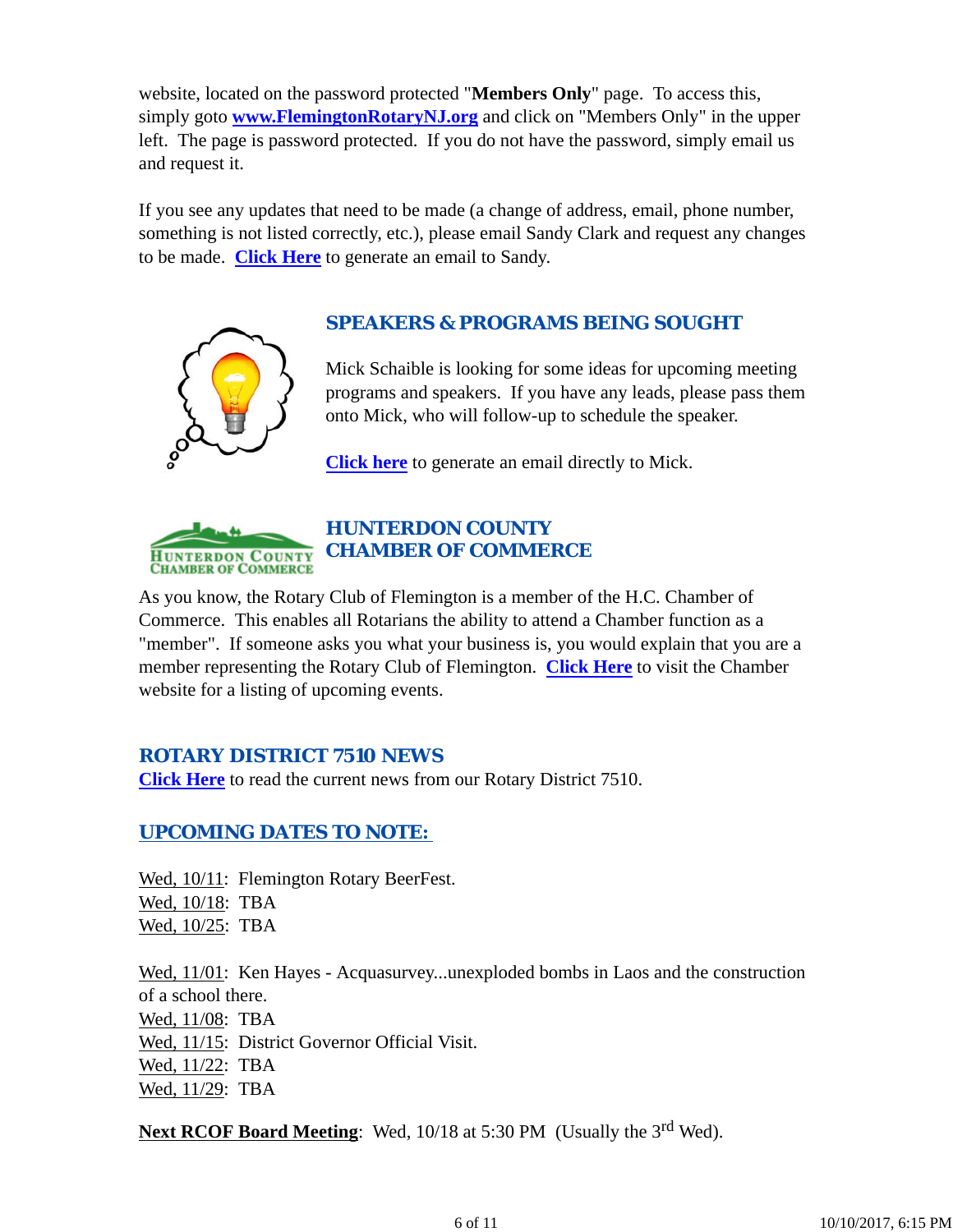website, located on the password protected "**Members Only**" page. To access this, simply goto **www.FlemingtonRotaryNJ.org** and click on "Members Only" in the upper left. The page is password protected. If you do not have the password, simply email us and request it.

If you see any updates that need to be made (a change of address, email, phone number, something is not listed correctly, etc.), please email Sandy Clark and request any changes to be made. **Click Here** to generate an email to Sandy.

## SPEAKERS & PROGRAMS BEING SOUGHT

Mick Schaible is looking for some ideas for upcoming meeting programs and speakers. If you have any leads, please pass them onto Mick, who will follow-up to schedule the speaker.

**Click here** to generate an email directly to Mick.

## HUNTERDON COUNTY CHAMBER OF COMMERCE

As you know, the Rotary Club of Flemington is a member of the H.C. Chamber of Commerce. This enables all Rotarians the ability to attend a Chamber function as a "member". If someone asks you what your business is, you would explain that you are a member representing the Rotary Club of Flemington. **Click Here** to visit the Chamber website for a listing of upcoming events.

## ROTARY DISTRICT 7510 NEWS

**Click Here** to read the current news from our Rotary District 7510.

## UPCOMING DATES TO NOTE:

Wed, 10/11: Flemington Rotary BeerFest.
Wed, 10/18: TBA
Wed, 10/25: TBA

Wed, 11/01: Ken Hayes - Acquasurvey...unexploded bombs in Laos and the construction of a school there.
Wed, 11/08: TBA
Wed, 11/15: District Governor Official Visit.
Wed, 11/22: TBA
Wed, 11/29: TBA

**Next RCOF Board Meeting**: Wed, 10/18 at 5:30 PM (Usually the 3rd Wed).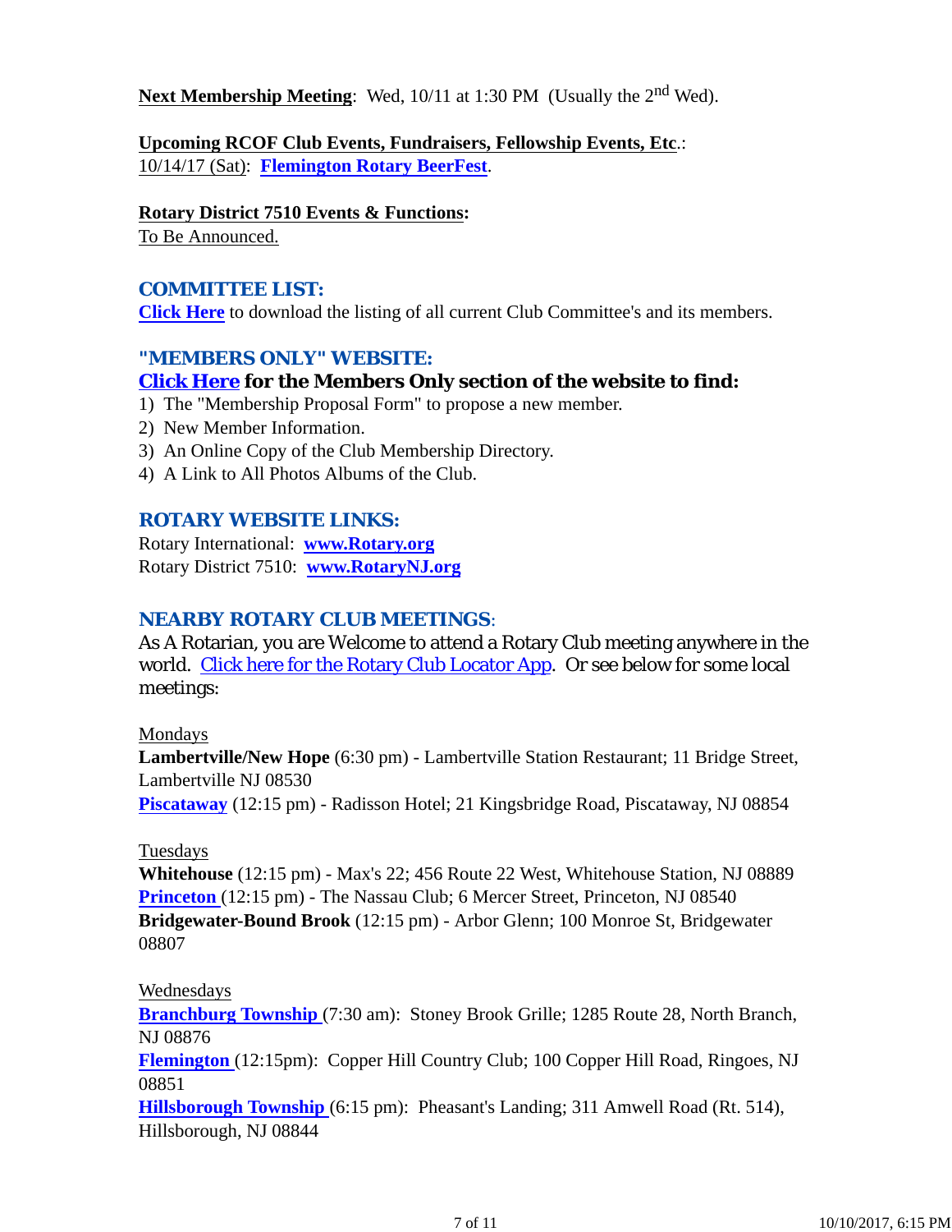**Next Membership Meeting**: Wed, 10/11 at 1:30 PM (Usually the 2nd Wed).

**Upcoming RCOF Club Events, Fundraisers, Fellowship Events, Etc**.:
10/14/17 (Sat): **Flemington Rotary BeerFest**.

**Rotary District 7510 Events & Functions:**
To Be Announced.

## COMMITTEE LIST:

**Click Here** to download the listing of all current Club Committee's and its members.

## "MEMBERS ONLY" WEBSITE:

**Click Here for the Members Only section of the website to find:**

1) The "Membership Proposal Form" to propose a new member.
2) New Member Information.
3) An Online Copy of the Club Membership Directory.
4) A Link to All Photos Albums of the Club.

## ROTARY WEBSITE LINKS:

Rotary International: **www.Rotary.org**
Rotary District 7510: **www.RotaryNJ.org**

## NEARBY ROTARY CLUB MEETINGS:

As A Rotarian, you are Welcome to attend a Rotary Club meeting anywhere in the world. Click here for the Rotary Club Locator App. Or see below for some local meetings:

Mondays
**Lambertville/New Hope** (6:30 pm) - Lambertville Station Restaurant; 11 Bridge Street, Lambertville NJ 08530
**Piscataway** (12:15 pm) - Radisson Hotel; 21 Kingsbridge Road, Piscataway, NJ 08854

Tuesdays
**Whitehouse** (12:15 pm) - Max's 22; 456 Route 22 West, Whitehouse Station, NJ 08889
**Princeton** (12:15 pm) - The Nassau Club; 6 Mercer Street, Princeton, NJ 08540
**Bridgewater-Bound Brook** (12:15 pm) - Arbor Glenn; 100 Monroe St, Bridgewater 08807

Wednesdays
**Branchburg Township** (7:30 am): Stoney Brook Grille; 1285 Route 28, North Branch, NJ 08876
**Flemington** (12:15pm): Copper Hill Country Club; 100 Copper Hill Road, Ringoes, NJ 08851
**Hillsborough Township** (6:15 pm): Pheasant's Landing; 311 Amwell Road (Rt. 514), Hillsborough, NJ 08844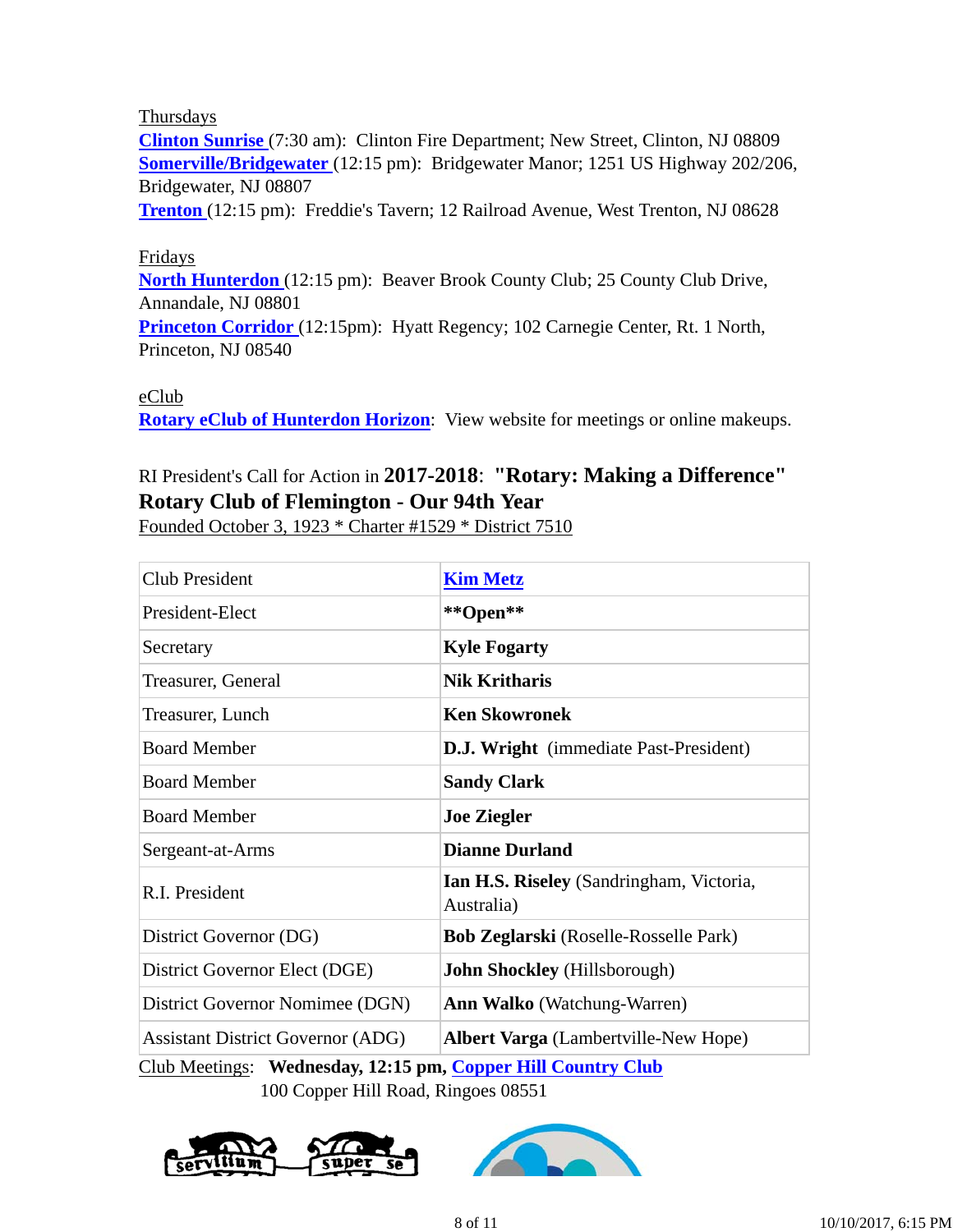Thursdays

**Clinton Sunrise** (7:30 am): Clinton Fire Department; New Street, Clinton, NJ 08809
**Somerville/Bridgewater** (12:15 pm): Bridgewater Manor; 1251 US Highway 202/206, Bridgewater, NJ 08807
**Trenton** (12:15 pm): Freddie's Tavern; 12 Railroad Avenue, West Trenton, NJ 08628

Fridays

**North Hunterdon** (12:15 pm): Beaver Brook County Club; 25 County Club Drive, Annandale, NJ 08801
**Princeton Corridor** (12:15pm): Hyatt Regency; 102 Carnegie Center, Rt. 1 North, Princeton, NJ 08540

eClub

**Rotary eClub of Hunterdon Horizon**: View website for meetings or online makeups.

RI President's Call for Action in **2017-2018**: **"Rotary: Making a Difference"**
**Rotary Club of Flemington - Our 94th Year**
Founded October 3, 1923 * Charter #1529 * District 7510

| | |
|---|---|
| Club President | **Kim Metz** |
| President-Elect | **\*\*Open\*\*** |
| Secretary | **Kyle Fogarty** |
| Treasurer, General | **Nik Kritharis** |
| Treasurer, Lunch | **Ken Skowronek** |
| Board Member | **D.J. Wright** (immediate Past-President) |
| Board Member | **Sandy Clark** |
| Board Member | **Joe Ziegler** |
| Sergeant-at-Arms | **Dianne Durland** |
| R.I. President | **Ian H.S. Riseley** (Sandringham, Victoria, Australia) |
| District Governor (DG) | **Bob Zeglarski** (Roselle-Rosselle Park) |
| District Governor Elect (DGE) | **John Shockley** (Hillsborough) |
| District Governor Nomimee (DGN) | **Ann Walko** (Watchung-Warren) |
| Assistant District Governor (ADG) | **Albert Varga** (Lambertville-New Hope) |

Club Meetings: **Wednesday, 12:15 pm, Copper Hill Country Club**
100 Copper Hill Road, Ringoes 08551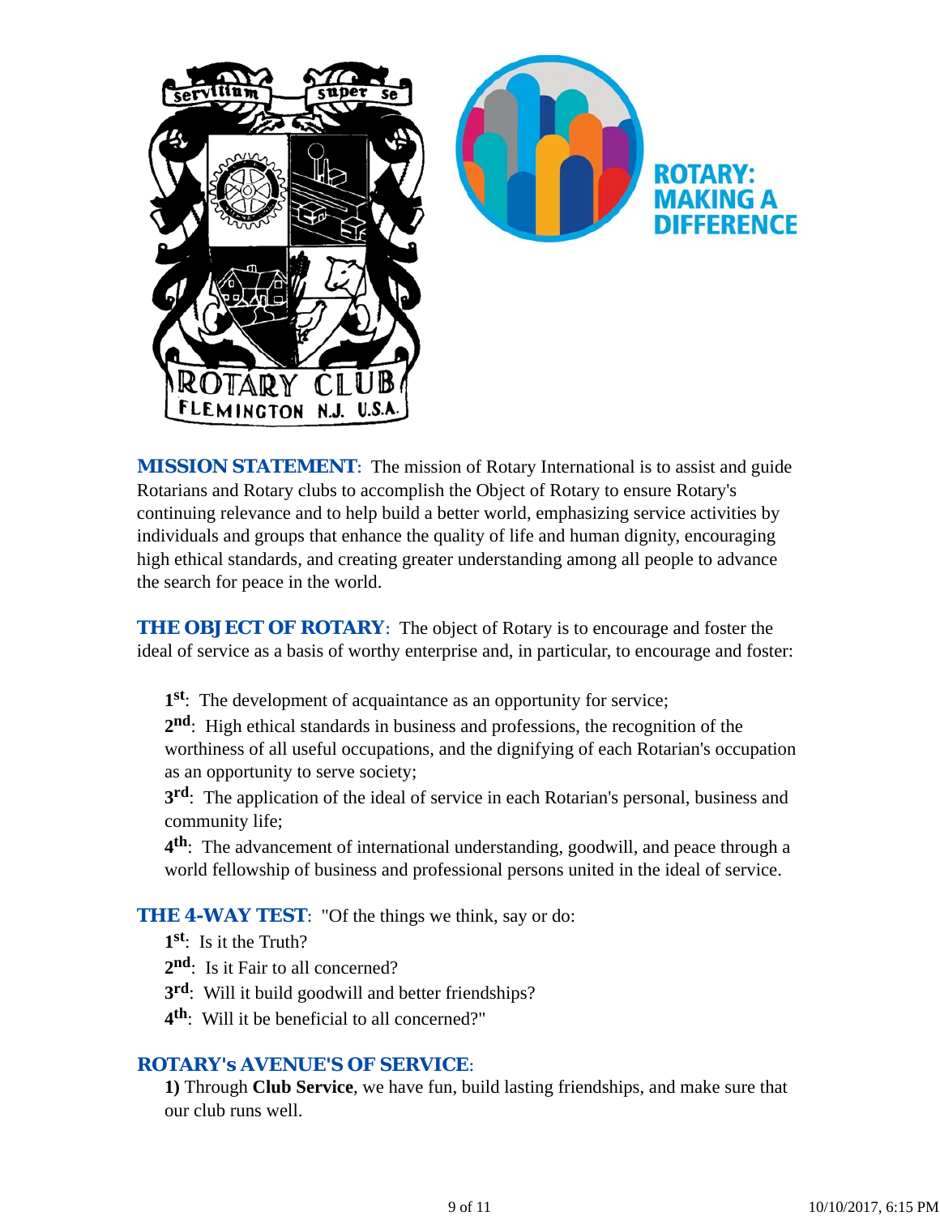**MISSION STATEMENT**: The mission of Rotary International is to assist and guide Rotarians and Rotary clubs to accomplish the Object of Rotary to ensure Rotary's continuing relevance and to help build a better world, emphasizing service activities by individuals and groups that enhance the quality of life and human dignity, encouraging high ethical standards, and creating greater understanding among all people to advance the search for peace in the world.

**THE OBJECT OF ROTARY**: The object of Rotary is to encourage and foster the ideal of service as a basis of worthy enterprise and, in particular, to encourage and foster:

**1st**: The development of acquaintance as an opportunity for service;

**2nd**: High ethical standards in business and professions, the recognition of the worthiness of all useful occupations, and the dignifying of each Rotarian's occupation as an opportunity to serve society;

**3rd**: The application of the ideal of service in each Rotarian's personal, business and community life;

**4th**: The advancement of international understanding, goodwill, and peace through a world fellowship of business and professional persons united in the ideal of service.

**THE 4-WAY TEST**: "Of the things we think, say or do:

**1st**: Is it the Truth?

**2nd**: Is it Fair to all concerned?

**3rd**: Will it build goodwill and better friendships?

**4th**: Will it be beneficial to all concerned?"

**ROTARY's AVENUE'S OF SERVICE**:

**1)** Through **Club Service**, we have fun, build lasting friendships, and make sure that our club runs well.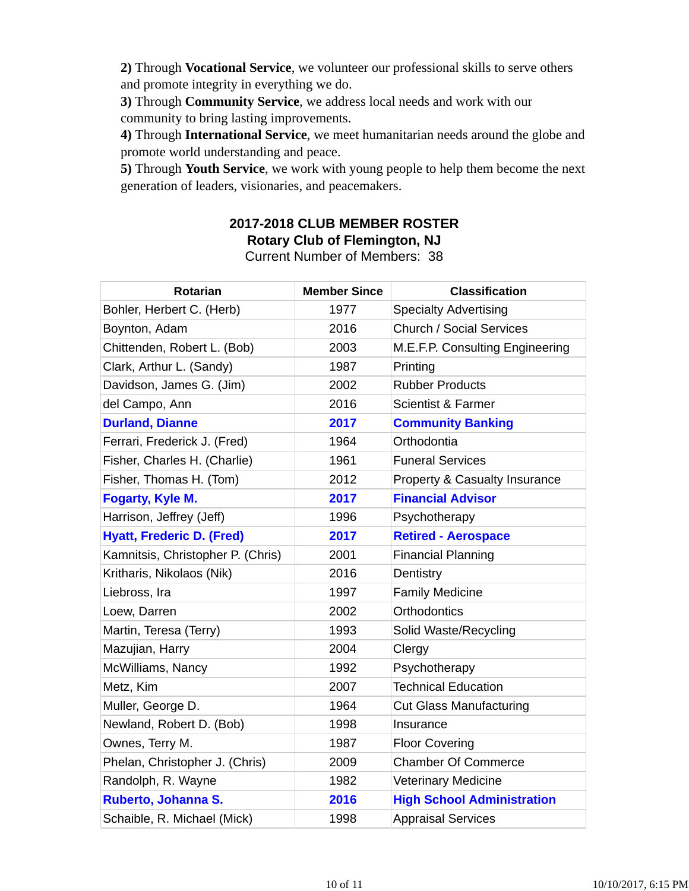**2)** Through **Vocational Service**, we volunteer our professional skills to serve others and promote integrity in everything we do.
**3)** Through **Community Service**, we address local needs and work with our community to bring lasting improvements.
**4)** Through **International Service**, we meet humanitarian needs around the globe and promote world understanding and peace.
**5)** Through **Youth Service**, we work with young people to help them become the next generation of leaders, visionaries, and peacemakers.

## 2017-2018 CLUB MEMBER ROSTER
### Rotary Club of Flemington, NJ
Current Number of Members: 38

| Rotarian | Member Since | Classification |
|---|---|---|
| Bohler, Herbert C. (Herb) | 1977 | Specialty Advertising |
| Boynton, Adam | 2016 | Church / Social Services |
| Chittenden, Robert L. (Bob) | 2003 | M.E.F.P. Consulting Engineering |
| Clark, Arthur L. (Sandy) | 1987 | Printing |
| Davidson, James G. (Jim) | 2002 | Rubber Products |
| del Campo, Ann | 2016 | Scientist & Farmer |
| **Durland, Dianne** | **2017** | **Community Banking** |
| Ferrari, Frederick J. (Fred) | 1964 | Orthodontia |
| Fisher, Charles H. (Charlie) | 1961 | Funeral Services |
| Fisher, Thomas H. (Tom) | 2012 | Property & Casualty Insurance |
| **Fogarty, Kyle M.** | **2017** | **Financial Advisor** |
| Harrison, Jeffrey (Jeff) | 1996 | Psychotherapy |
| **Hyatt, Frederic D. (Fred)** | **2017** | **Retired - Aerospace** |
| Kamnitsis, Christopher P. (Chris) | 2001 | Financial Planning |
| Kritharis, Nikolaos (Nik) | 2016 | Dentistry |
| Liebross, Ira | 1997 | Family Medicine |
| Loew, Darren | 2002 | Orthodontics |
| Martin, Teresa (Terry) | 1993 | Solid Waste/Recycling |
| Mazujian, Harry | 2004 | Clergy |
| McWilliams, Nancy | 1992 | Psychotherapy |
| Metz, Kim | 2007 | Technical Education |
| Muller, George D. | 1964 | Cut Glass Manufacturing |
| Newland, Robert D. (Bob) | 1998 | Insurance |
| Ownes, Terry M. | 1987 | Floor Covering |
| Phelan, Christopher J. (Chris) | 2009 | Chamber Of Commerce |
| Randolph, R. Wayne | 1982 | Veterinary Medicine |
| **Ruberto, Johanna S.** | **2016** | **High School Administration** |
| Schaible, R. Michael (Mick) | 1998 | Appraisal Services |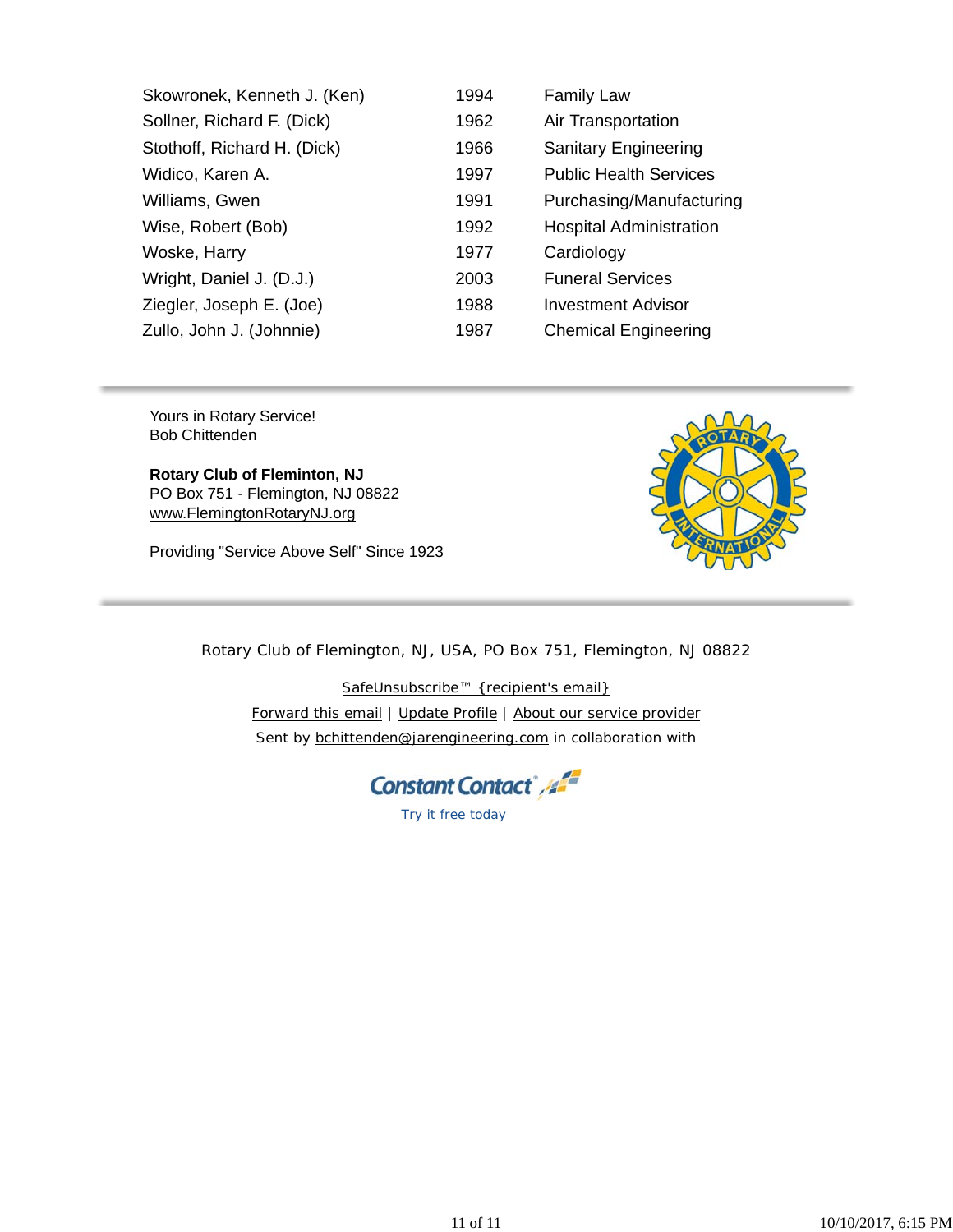| | | |
|---|---|---|
| Skowronek, Kenneth J. (Ken) | 1994 | Family Law |
| Sollner, Richard F. (Dick) | 1962 | Air Transportation |
| Stothoff, Richard H. (Dick) | 1966 | Sanitary Engineering |
| Widico, Karen A. | 1997 | Public Health Services |
| Williams, Gwen | 1991 | Purchasing/Manufacturing |
| Wise, Robert (Bob) | 1992 | Hospital Administration |
| Woske, Harry | 1977 | Cardiology |
| Wright, Daniel J. (D.J.) | 2003 | Funeral Services |
| Ziegler, Joseph E. (Joe) | 1988 | Investment Advisor |
| Zullo, John J. (Johnnie) | 1987 | Chemical Engineering |

---

Yours in Rotary Service!
Bob Chittenden

**Rotary Club of Fleminton, NJ**
PO Box 751 - Flemington, NJ 08822
www.FlemingtonRotaryNJ.org

Providing "Service Above Self" Since 1923

---

Rotary Club of Flemington, NJ, USA, PO Box 751, Flemington, NJ 08822

SafeUnsubscribe™ {recipient's email}

Forward this email | Update Profile | About our service provider

Sent by bchittenden@jarengineering.com in collaboration with

Constant Contact

Try it free today